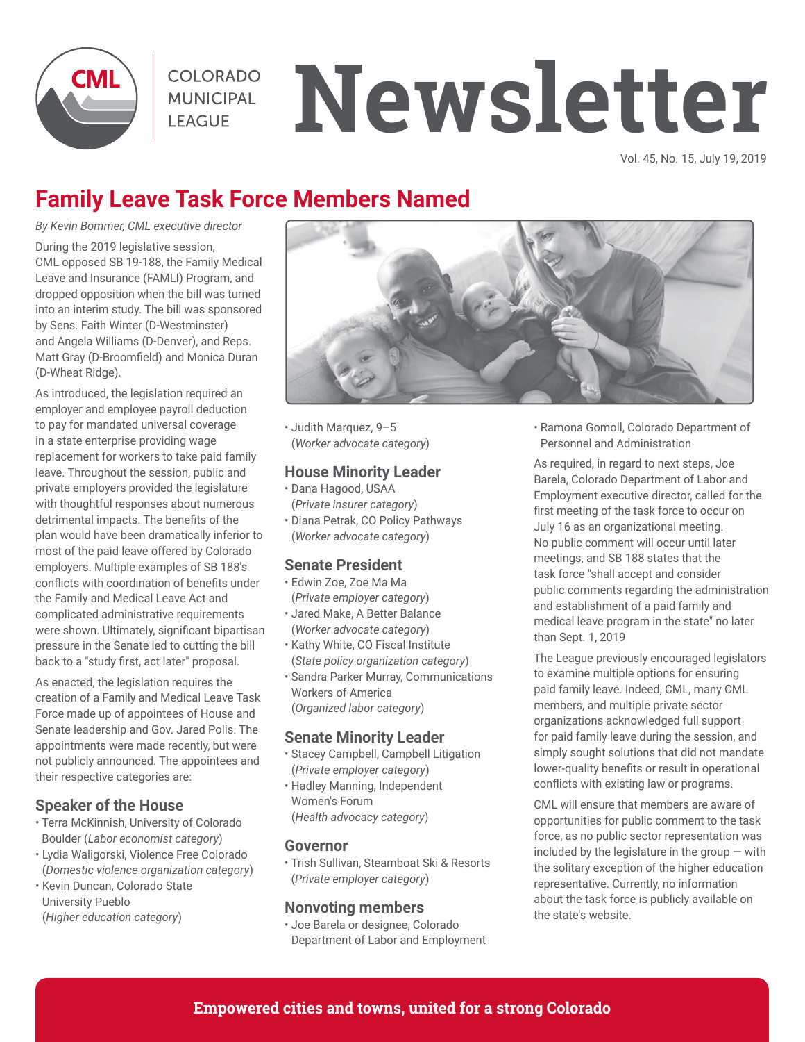# Newsletter

COLORADO MUNICIPAL LEAGUE

Vol. 45, No. 15, July 19, 2019

## Family Leave Task Force Members Named

*By Kevin Bommer, CML executive director*

During the 2019 legislative session, CML opposed SB 19-188, the Family Medical Leave and Insurance (FAMLI) Program, and dropped opposition when the bill was turned into an interim study. The bill was sponsored by Sens. Faith Winter (D-Westminster) and Angela Williams (D-Denver), and Reps. Matt Gray (D-Broomfield) and Monica Duran (D-Wheat Ridge).

As introduced, the legislation required an employer and employee payroll deduction to pay for mandated universal coverage in a state enterprise providing wage replacement for workers to take paid family leave. Throughout the session, public and private employers provided the legislature with thoughtful responses about numerous detrimental impacts. The benefits of the plan would have been dramatically inferior to most of the paid leave offered by Colorado employers. Multiple examples of SB 188's conflicts with coordination of benefits under the Family and Medical Leave Act and complicated administrative requirements were shown. Ultimately, significant bipartisan pressure in the Senate led to cutting the bill back to a "study first, act later" proposal.

As enacted, the legislation requires the creation of a Family and Medical Leave Task Force made up of appointees of House and Senate leadership and Gov. Jared Polis. The appointments were made recently, but were not publicly announced. The appointees and their respective categories are:

### Speaker of the House

- Terra McKinnish, University of Colorado Boulder (*Labor economist category*)
- Lydia Waligorski, Violence Free Colorado (*Domestic violence organization category*)
- Kevin Duncan, Colorado State University Pueblo (*Higher education category*)
- Judith Marquez, 9–5 (*Worker advocate category*)

### House Minority Leader

- Dana Hagood, USAA (*Private insurer category*)
- Diana Petrak, CO Policy Pathways (*Worker advocate category*)

### Senate President

- Edwin Zoe, Zoe Ma Ma (*Private employer category*)
- Jared Make, A Better Balance (*Worker advocate category*)
- Kathy White, CO Fiscal Institute (*State policy organization category*)
- Sandra Parker Murray, Communications Workers of America (*Organized labor category*)

### Senate Minority Leader

- Stacey Campbell, Campbell Litigation (*Private employer category*)
- Hadley Manning, Independent Women's Forum (*Health advocacy category*)

### Governor

- Trish Sullivan, Steamboat Ski & Resorts (*Private employer category*)

### Nonvoting members

- Joe Barela or designee, Colorado Department of Labor and Employment
- Ramona Gomoll, Colorado Department of Personnel and Administration

As required, in regard to next steps, Joe Barela, Colorado Department of Labor and Employment executive director, called for the first meeting of the task force to occur on July 16 as an organizational meeting. No public comment will occur until later meetings, and SB 188 states that the task force "shall accept and consider public comments regarding the administration and establishment of a paid family and medical leave program in the state" no later than Sept. 1, 2019

The League previously encouraged legislators to examine multiple options for ensuring paid family leave. Indeed, CML, many CML members, and multiple private sector organizations acknowledged full support for paid family leave during the session, and simply sought solutions that did not mandate lower-quality benefits or result in operational conflicts with existing law or programs.

CML will ensure that members are aware of opportunities for public comment to the task force, as no public sector representation was included by the legislature in the group — with the solitary exception of the higher education representative. Currently, no information about the task force is publicly available on the state's website.

**Empowered cities and towns, united for a strong Colorado**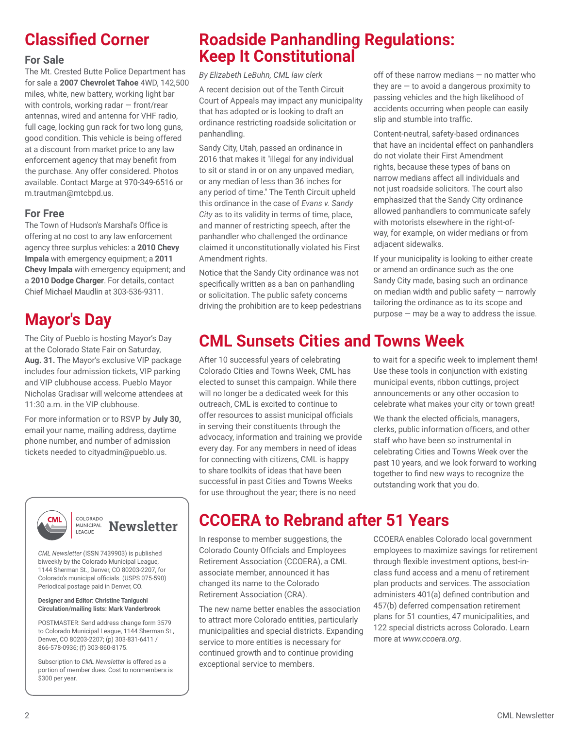# Classified Corner

## For Sale

The Mt. Crested Butte Police Department has for sale a **2007 Chevrolet Tahoe** 4WD, 142,500 miles, white, new battery, working light bar with controls, working radar — front/rear antennas, wired and antenna for VHF radio, full cage, locking gun rack for two long guns, good condition. This vehicle is being offered at a discount from market price to any law enforcement agency that may benefit from the purchase. Any offer considered. Photos available. Contact Marge at 970-349-6516 or m.trautman@mtcbpd.us.

## For Free

The Town of Hudson's Marshal's Office is offering at no cost to any law enforcement agency three surplus vehicles: a **2010 Chevy Impala** with emergency equipment; a **2011 Chevy Impala** with emergency equipment; and a **2010 Dodge Charger**. For details, contact Chief Michael Maudlin at 303-536-9311.

# Mayor's Day

The City of Pueblo is hosting Mayor's Day at the Colorado State Fair on Saturday, **Aug. 31.** The Mayor's exclusive VIP package includes four admission tickets, VIP parking and VIP clubhouse access. Pueblo Mayor Nicholas Gradisar will welcome attendees at 11:30 a.m. in the VIP clubhouse.

For more information or to RSVP by **July 30,** email your name, mailing address, daytime phone number, and number of admission tickets needed to cityadmin@pueblo.us.

# Roadside Panhandling Regulations: Keep It Constitutional

*By Elizabeth LeBuhn, CML law clerk*

A recent decision out of the Tenth Circuit Court of Appeals may impact any municipality that has adopted or is looking to draft an ordinance restricting roadside solicitation or panhandling.

Sandy City, Utah, passed an ordinance in 2016 that makes it "illegal for any individual to sit or stand in or on any unpaved median, or any median of less than 36 inches for any period of time." The Tenth Circuit upheld this ordinance in the case of *Evans v. Sandy City* as to its validity in terms of time, place, and manner of restricting speech, after the panhandler who challenged the ordinance claimed it unconstitutionally violated his First Amendment rights.

Notice that the Sandy City ordinance was not specifically written as a ban on panhandling or solicitation. The public safety concerns driving the prohibition are to keep pedestrians off of these narrow medians — no matter who they are — to avoid a dangerous proximity to passing vehicles and the high likelihood of accidents occurring when people can easily slip and stumble into traffic.

Content-neutral, safety-based ordinances that have an incidental effect on panhandlers do not violate their First Amendment rights, because these types of bans on narrow medians affect all individuals and not just roadside solicitors. The court also emphasized that the Sandy City ordinance allowed panhandlers to communicate safely with motorists elsewhere in the right-of-way, for example, on wider medians or from adjacent sidewalks.

If your municipality is looking to either create or amend an ordinance such as the one Sandy City made, basing such an ordinance on median width and public safety — narrowly tailoring the ordinance as to its scope and purpose — may be a way to address the issue.

# CML Sunsets Cities and Towns Week

After 10 successful years of celebrating Colorado Cities and Towns Week, CML has elected to sunset this campaign. While there will no longer be a dedicated week for this outreach, CML is excited to continue to offer resources to assist municipal officials in serving their constituents through the advocacy, information and training we provide every day. For any members in need of ideas for connecting with citizens, CML is happy to share toolkits of ideas that have been successful in past Cities and Towns Weeks for use throughout the year; there is no need to wait for a specific week to implement them! Use these tools in conjunction with existing municipal events, ribbon cuttings, project announcements or any other occasion to celebrate what makes your city or town great!

We thank the elected officials, managers, clerks, public information officers, and other staff who have been so instrumental in celebrating Cities and Towns Week over the past 10 years, and we look forward to working together to find new ways to recognize the outstanding work that you do.

# CCOERA to Rebrand after 51 Years

In response to member suggestions, the Colorado County Officials and Employees Retirement Association (CCOERA), a CML associate member, announced it has changed its name to the Colorado Retirement Association (CRA).

The new name better enables the association to attract more Colorado entities, particularly municipalities and special districts. Expanding service to more entities is necessary for continued growth and to continue providing exceptional service to members.

CCOERA enables Colorado local government employees to maximize savings for retirement through flexible investment options, best-in-class fund access and a menu of retirement plan products and services. The association administers 401(a) defined contribution and 457(b) deferred compensation retirement plans for 51 counties, 47 municipalities, and 122 special districts across Colorado. Learn more at *www.ccoera.org*.

---

CML | COLORADO MUNICIPAL LEAGUE **Newsletter**

*CML Newsletter* (ISSN 7439903) is published biweekly by the Colorado Municipal League, 1144 Sherman St., Denver, CO 80203-2207, for Colorado's municipal officials. (USPS 075-590) Periodical postage paid in Denver, CO.

**Designer and Editor: Christine Taniguchi**
**Circulation/mailing lists: Mark Vanderbrook**

POSTMASTER: Send address change form 3579 to Colorado Municipal League, 1144 Sherman St., Denver, CO 80203-2207; (p) 303-831-6411 / 866-578-0936; (f) 303-860-8175.

Subscription to *CML Newsletter* is offered as a portion of member dues. Cost to nonmembers is $300 per year.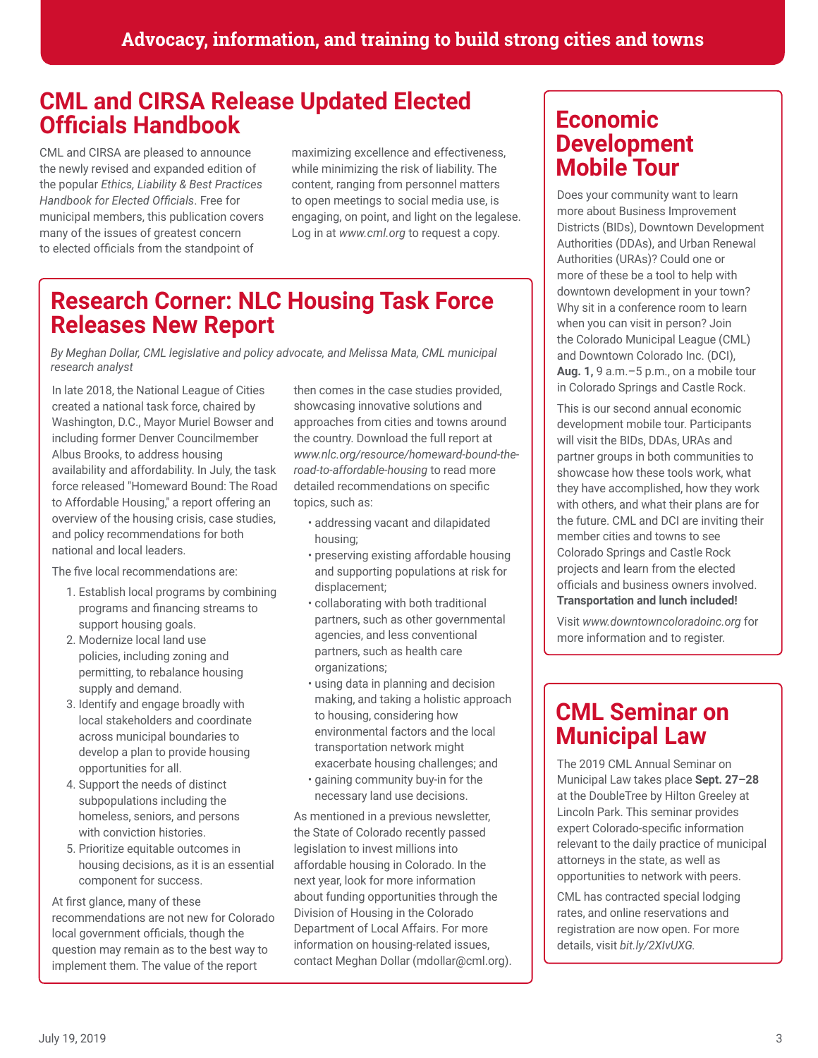Advocacy, information, and training to build strong cities and towns

## CML and CIRSA Release Updated Elected Officials Handbook

CML and CIRSA are pleased to announce the newly revised and expanded edition of the popular *Ethics, Liability & Best Practices Handbook for Elected Officials*. Free for municipal members, this publication covers many of the issues of greatest concern to elected officials from the standpoint of maximizing excellence and effectiveness, while minimizing the risk of liability. The content, ranging from personnel matters to open meetings to social media use, is engaging, on point, and light on the legalese. Log in at *www.cml.org* to request a copy.

## Research Corner: NLC Housing Task Force Releases New Report

*By Meghan Dollar, CML legislative and policy advocate, and Melissa Mata, CML municipal research analyst*

In late 2018, the National League of Cities created a national task force, chaired by Washington, D.C., Mayor Muriel Bowser and including former Denver Councilmember Albus Brooks, to address housing availability and affordability. In July, the task force released "Homeward Bound: The Road to Affordable Housing," a report offering an overview of the housing crisis, case studies, and policy recommendations for both national and local leaders.

The five local recommendations are:

1. Establish local programs by combining programs and financing streams to support housing goals.
2. Modernize local land use policies, including zoning and permitting, to rebalance housing supply and demand.
3. Identify and engage broadly with local stakeholders and coordinate across municipal boundaries to develop a plan to provide housing opportunities for all.
4. Support the needs of distinct subpopulations including the homeless, seniors, and persons with conviction histories.
5. Prioritize equitable outcomes in housing decisions, as it is an essential component for success.

At first glance, many of these recommendations are not new for Colorado local government officials, though the question may remain as to the best way to implement them. The value of the report then comes in the case studies provided, showcasing innovative solutions and approaches from cities and towns around the country. Download the full report at *www.nlc.org/resource/homeward-bound-the-road-to-affordable-housing* to read more detailed recommendations on specific topics, such as:

- addressing vacant and dilapidated housing;
- preserving existing affordable housing and supporting populations at risk for displacement;
- collaborating with both traditional partners, such as other governmental agencies, and less conventional partners, such as health care organizations;
- using data in planning and decision making, and taking a holistic approach to housing, considering how environmental factors and the local transportation network might exacerbate housing challenges; and
- gaining community buy-in for the necessary land use decisions.

As mentioned in a previous newsletter, the State of Colorado recently passed legislation to invest millions into affordable housing in Colorado. In the next year, look for more information about funding opportunities through the Division of Housing in the Colorado Department of Local Affairs. For more information on housing-related issues, contact Meghan Dollar (mdollar@cml.org).

## Economic Development Mobile Tour

Does your community want to learn more about Business Improvement Districts (BIDs), Downtown Development Authorities (DDAs), and Urban Renewal Authorities (URAs)? Could one or more of these be a tool to help with downtown development in your town? Why sit in a conference room to learn when you can visit in person? Join the Colorado Municipal League (CML) and Downtown Colorado Inc. (DCI), **Aug. 1,** 9 a.m.–5 p.m., on a mobile tour in Colorado Springs and Castle Rock.

This is our second annual economic development mobile tour. Participants will visit the BIDs, DDAs, URAs and partner groups in both communities to showcase how these tools work, what they have accomplished, how they work with others, and what their plans are for the future. CML and DCI are inviting their member cities and towns to see Colorado Springs and Castle Rock projects and learn from the elected officials and business owners involved. **Transportation and lunch included!**

Visit *www.downtowncoloradoinc.org* for more information and to register.

## CML Seminar on Municipal Law

The 2019 CML Annual Seminar on Municipal Law takes place **Sept. 27–28** at the DoubleTree by Hilton Greeley at Lincoln Park. This seminar provides expert Colorado-specific information relevant to the daily practice of municipal attorneys in the state, as well as opportunities to network with peers.

CML has contracted special lodging rates, and online reservations and registration are now open. For more details, visit *bit.ly/2XIvUXG.*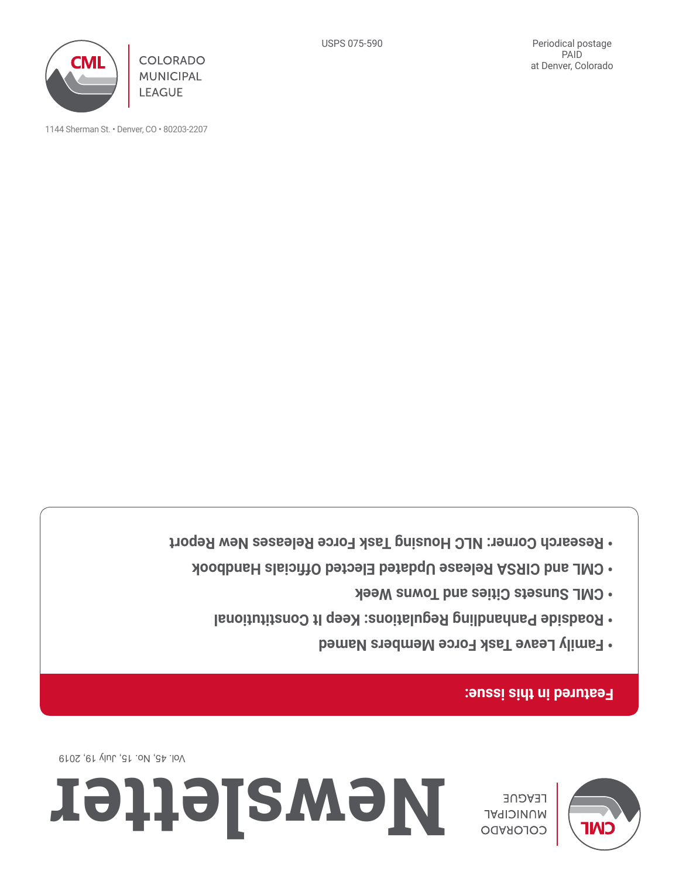COLORADO MUNICIPAL LEAGUE

1144 Sherman St. • Denver, CO • 80203-2207

USPS 075-590

Periodical postage PAID at Denver, Colorado

COLORADO MUNICIPAL LEAGUE

# Newsletter

Vol. 45, No. 15, July 19, 2019

**Featured in this issue:**

- **Family Leave Task Force Members Named**
- **Roadside Panhandling Regulations: Keep It Constitutional**
- **CML Sunsets Cities and Towns Week**
- **CML and CIRSA Release Updated Elected Officials Handbook**
- **Research Corner: NLC Housing Task Force Releases New Report**